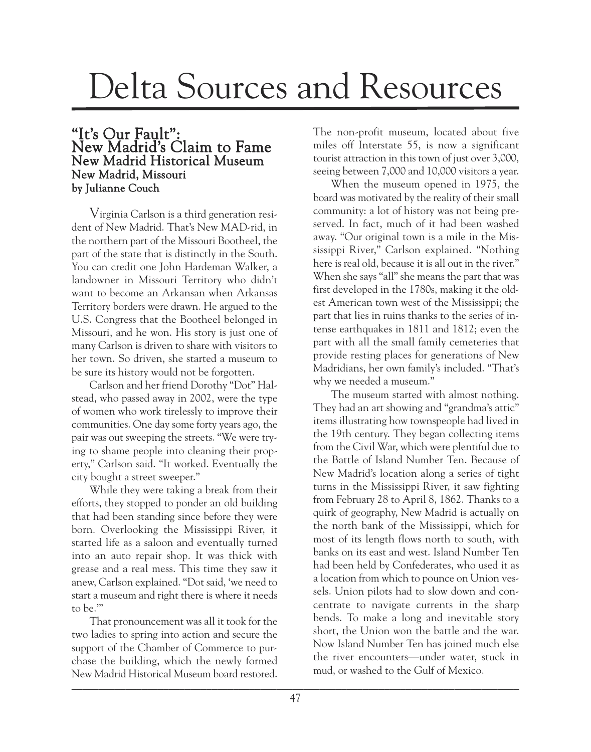# Delta Sources and Resources

## "It's Our Fault": New Madrid's Claim to Fame

### New Madrid Historical Museum

**New Madrid, Missouri**

**by Julianne Couch**

Virginia Carlson is a third generation resident of New Madrid. That's New MAD-rid, in the northern part of the Missouri Bootheel, the part of the state that is distinctly in the South. You can credit one John Hardeman Walker, a landowner in Missouri Territory who didn't want to become an Arkansan when Arkansas Territory borders were drawn. He argued to the U.S. Congress that the Bootheel belonged in Missouri, and he won. His story is just one of many Carlson is driven to share with visitors to her town. So driven, she started a museum to be sure its history would not be forgotten.

Carlson and her friend Dorothy "Dot" Halstead, who passed away in 2002, were the type of women who work tirelessly to improve their communities. One day some forty years ago, the pair was out sweeping the streets. "We were trying to shame people into cleaning their property," Carlson said. "It worked. Eventually the city bought a street sweeper."

While they were taking a break from their efforts, they stopped to ponder an old building that had been standing since before they were born. Overlooking the Mississippi River, it started life as a saloon and eventually turned into an auto repair shop. It was thick with grease and a real mess. This time they saw it anew, Carlson explained. "Dot said, 'we need to start a museum and right there is where it needs to be.'"

That pronouncement was all it took for the two ladies to spring into action and secure the support of the Chamber of Commerce to purchase the building, which the newly formed New Madrid Historical Museum board restored. The non-profit museum, located about five miles off Interstate 55, is now a significant tourist attraction in this town of just over 3,000, seeing between 7,000 and 10,000 visitors a year.

When the museum opened in 1975, the board was motivated by the reality of their small community: a lot of history was not being preserved. In fact, much of it had been washed away. "Our original town is a mile in the Mississippi River," Carlson explained. "Nothing here is real old, because it is all out in the river." When she says "all" she means the part that was first developed in the 1780s, making it the oldest American town west of the Mississippi; the part that lies in ruins thanks to the series of intense earthquakes in 1811 and 1812; even the part with all the small family cemeteries that provide resting places for generations of New Madridians, her own family's included. "That's why we needed a museum."

The museum started with almost nothing. They had an art showing and "grandma's attic" items illustrating how townspeople had lived in the 19th century. They began collecting items from the Civil War, which were plentiful due to the Battle of Island Number Ten. Because of New Madrid's location along a series of tight turns in the Mississippi River, it saw fighting from February 28 to April 8, 1862. Thanks to a quirk of geography, New Madrid is actually on the north bank of the Mississippi, which for most of its length flows north to south, with banks on its east and west. Island Number Ten had been held by Confederates, who used it as a location from which to pounce on Union vessels. Union pilots had to slow down and concentrate to navigate currents in the sharp bends. To make a long and inevitable story short, the Union won the battle and the war. Now Island Number Ten has joined much else the river encounters—under water, stuck in mud, or washed to the Gulf of Mexico.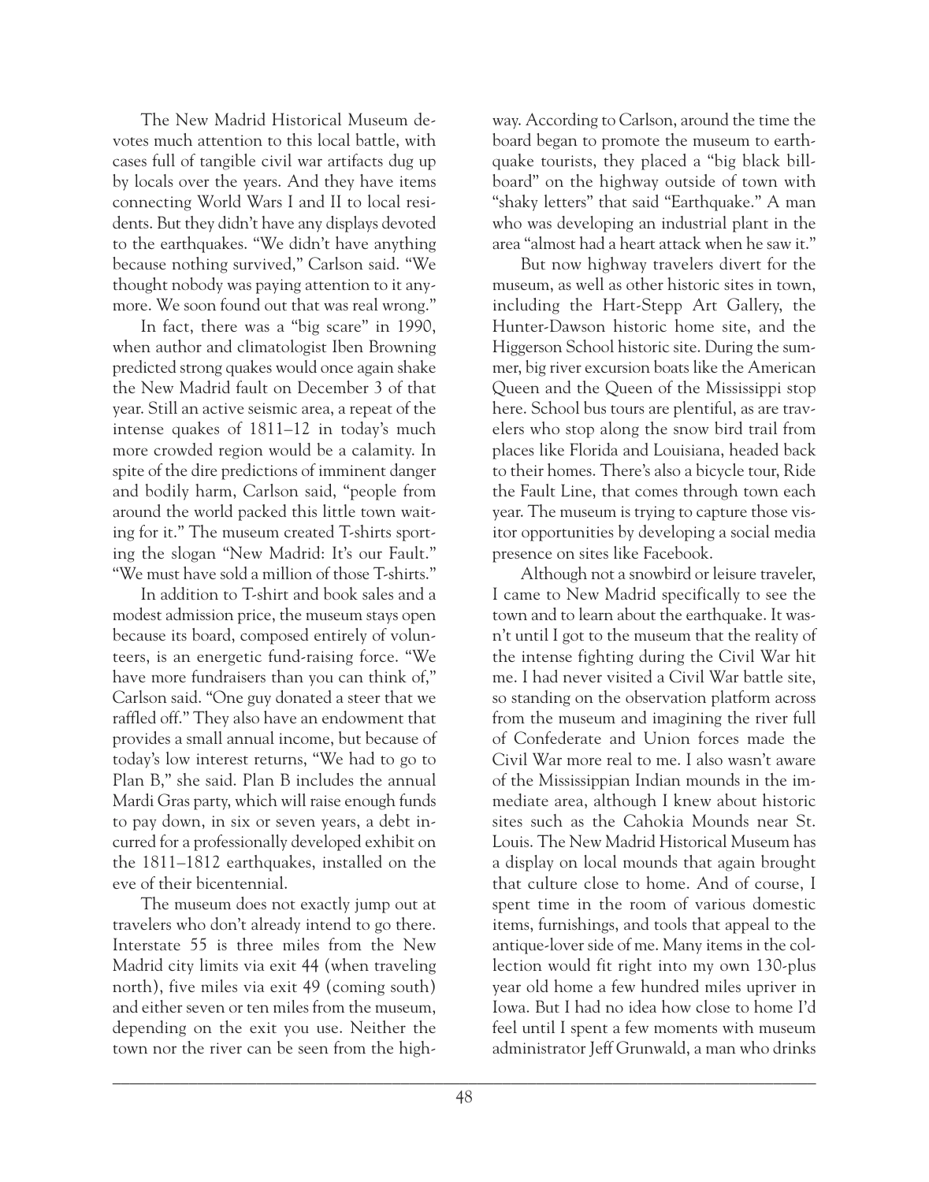The New Madrid Historical Museum devotes much attention to this local battle, with cases full of tangible civil war artifacts dug up by locals over the years. And they have items connecting World Wars I and II to local residents. But they didn't have any displays devoted to the earthquakes. "We didn't have anything because nothing survived," Carlson said. "We thought nobody was paying attention to it anymore. We soon found out that was real wrong."

In fact, there was a "big scare" in 1990, when author and climatologist Iben Browning predicted strong quakes would once again shake the New Madrid fault on December 3 of that year. Still an active seismic area, a repeat of the intense quakes of 1811–12 in today's much more crowded region would be a calamity. In spite of the dire predictions of imminent danger and bodily harm, Carlson said, "people from around the world packed this little town waiting for it." The museum created T-shirts sporting the slogan "New Madrid: It's our Fault." "We must have sold a million of those T-shirts."

In addition to T-shirt and book sales and a modest admission price, the museum stays open because its board, composed entirely of volunteers, is an energetic fund-raising force. "We have more fundraisers than you can think of," Carlson said. "One guy donated a steer that we raffled off." They also have an endowment that provides a small annual income, but because of today's low interest returns, "We had to go to Plan B," she said. Plan B includes the annual Mardi Gras party, which will raise enough funds to pay down, in six or seven years, a debt incurred for a professionally developed exhibit on the 1811–1812 earthquakes, installed on the eve of their bicentennial.

The museum does not exactly jump out at travelers who don't already intend to go there. Interstate 55 is three miles from the New Madrid city limits via exit 44 (when traveling north), five miles via exit 49 (coming south) and either seven or ten miles from the museum, depending on the exit you use. Neither the town nor the river can be seen from the highway. According to Carlson, around the time the board began to promote the museum to earthquake tourists, they placed a "big black billboard" on the highway outside of town with "shaky letters" that said "Earthquake." A man who was developing an industrial plant in the area "almost had a heart attack when he saw it."

But now highway travelers divert for the museum, as well as other historic sites in town, including the Hart-Stepp Art Gallery, the Hunter-Dawson historic home site, and the Higgerson School historic site. During the summer, big river excursion boats like the American Queen and the Queen of the Mississippi stop here. School bus tours are plentiful, as are travelers who stop along the snow bird trail from places like Florida and Louisiana, headed back to their homes. There's also a bicycle tour, Ride the Fault Line, that comes through town each year. The museum is trying to capture those visitor opportunities by developing a social media presence on sites like Facebook.

Although not a snowbird or leisure traveler, I came to New Madrid specifically to see the town and to learn about the earthquake. It wasn't until I got to the museum that the reality of the intense fighting during the Civil War hit me. I had never visited a Civil War battle site, so standing on the observation platform across from the museum and imagining the river full of Confederate and Union forces made the Civil War more real to me. I also wasn't aware of the Mississippian Indian mounds in the immediate area, although I knew about historic sites such as the Cahokia Mounds near St. Louis. The New Madrid Historical Museum has a display on local mounds that again brought that culture close to home. And of course, I spent time in the room of various domestic items, furnishings, and tools that appeal to the antique-lover side of me. Many items in the collection would fit right into my own 130-plus year old home a few hundred miles upriver in Iowa. But I had no idea how close to home I'd feel until I spent a few moments with museum administrator Jeff Grunwald, a man who drinks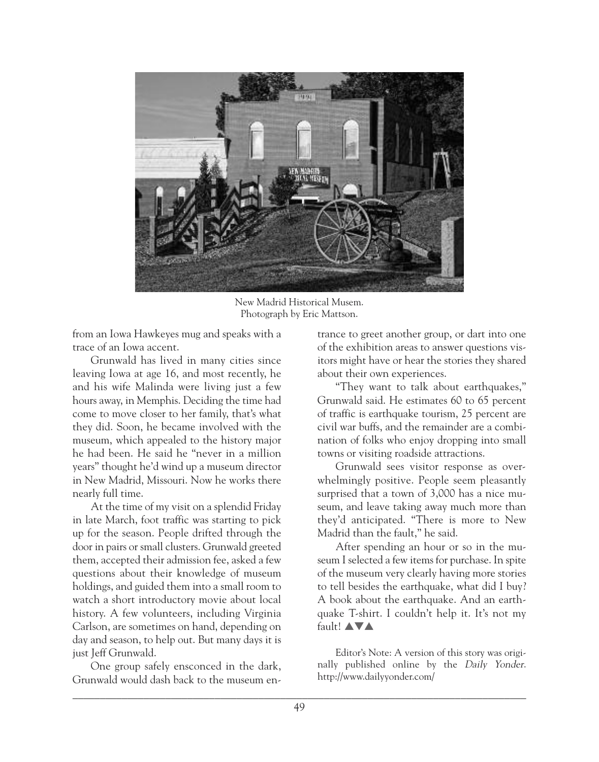New Madrid Historical Musem.
Photograph by Eric Mattson.

from an Iowa Hawkeyes mug and speaks with a trace of an Iowa accent.

Grunwald has lived in many cities since leaving Iowa at age 16, and most recently, he and his wife Malinda were living just a few hours away, in Memphis. Deciding the time had come to move closer to her family, that's what they did. Soon, he became involved with the museum, which appealed to the history major he had been. He said he "never in a million years" thought he'd wind up a museum director in New Madrid, Missouri. Now he works there nearly full time.

At the time of my visit on a splendid Friday in late March, foot traffic was starting to pick up for the season. People drifted through the door in pairs or small clusters. Grunwald greeted them, accepted their admission fee, asked a few questions about their knowledge of museum holdings, and guided them into a small room to watch a short introductory movie about local history. A few volunteers, including Virginia Carlson, are sometimes on hand, depending on day and season, to help out. But many days it is just Jeff Grunwald.

One group safely ensconced in the dark, Grunwald would dash back to the museum entrance to greet another group, or dart into one of the exhibition areas to answer questions visitors might have or hear the stories they shared about their own experiences.

"They want to talk about earthquakes," Grunwald said. He estimates 60 to 65 percent of traffic is earthquake tourism, 25 percent are civil war buffs, and the remainder are a combination of folks who enjoy dropping into small towns or visiting roadside attractions.

Grunwald sees visitor response as overwhelmingly positive. People seem pleasantly surprised that a town of 3,000 has a nice museum, and leave taking away much more than they'd anticipated. "There is more to New Madrid than the fault," he said.

After spending an hour or so in the museum I selected a few items for purchase. In spite of the museum very clearly having more stories to tell besides the earthquake, what did I buy? A book about the earthquake. And an earthquake T-shirt. I couldn't help it. It's not my fault! ▲▼▲

Editor's Note: A version of this story was originally published online by the *Daily Yonder*. http://www.dailyyonder.com/